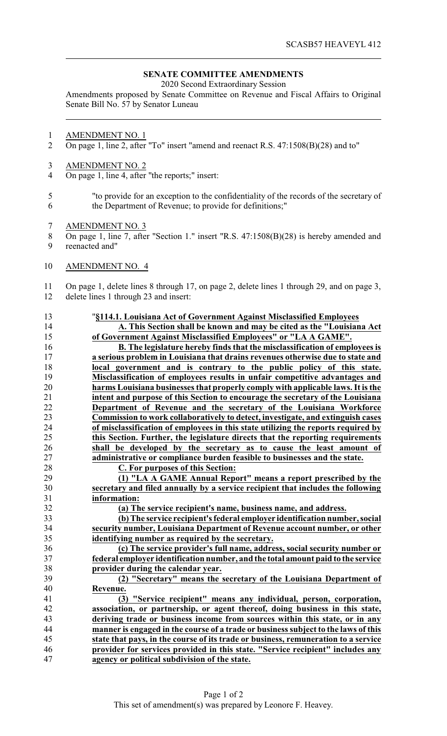## SENATE COMMITTEE AMENDMENTS

2020 Second Extraordinary Session

Amendments proposed by Senate Committee on Revenue and Fiscal Affairs to Original Senate Bill No. 57 by Senator Luneau

AMENDMENT NO. 1

On page 1, line 2, after "To" insert "amend and reenact R.S. 47:1508(B)(28) and to"

AMENDMENT NO. 2

On page 1, line 4, after "the reports;" insert:

"to provide for an exception to the confidentiality of the records of the secretary of the Department of Revenue; to provide for definitions;"

AMENDMENT NO. 3

On page 1, line 7, after "Section 1." insert "R.S. 47:1508(B)(28) is hereby amended and reenacted and"

AMENDMENT NO. 4

On page 1, delete lines 8 through 17, on page 2, delete lines 1 through 29, and on page 3, delete lines 1 through 23 and insert:

"**§114.1. Louisiana Act of Government Against Misclassified Employees**

**A. This Section shall be known and may be cited as the "Louisiana Act of Government Against Misclassified Employees" or "LA A GAME".**

**B. The legislature hereby finds that the misclassification of employees is a serious problem in Louisiana that drains revenues otherwise due to state and local government and is contrary to the public policy of this state. Misclassification of employees results in unfair competitive advantages and harms Louisiana businesses that properly comply with applicable laws. It is the intent and purpose of this Section to encourage the secretary of the Louisiana Department of Revenue and the secretary of the Louisiana Workforce Commission to work collaboratively to detect, investigate, and extinguish cases of misclassification of employees in this state utilizing the reports required by this Section. Further, the legislature directs that the reporting requirements shall be developed by the secretary as to cause the least amount of administrative or compliance burden feasible to businesses and the state.**

**C. For purposes of this Section:**

**(1) "LA A GAME Annual Report" means a report prescribed by the secretary and filed annually by a service recipient that includes the following information:**

**(a) The service recipient's name, business name, and address.**

**(b) The service recipient's federal employer identification number, social security number, Louisiana Department of Revenue account number, or other identifying number as required by the secretary.**

**(c) The service provider's full name, address, social security number or federal employer identification number, and the total amount paid to the service provider during the calendar year.**

**(2) "Secretary" means the secretary of the Louisiana Department of Revenue.**

**(3) "Service recipient" means any individual, person, corporation, association, or partnership, or agent thereof, doing business in this state, deriving trade or business income from sources within this state, or in any manner is engaged in the course of a trade or business subject to the laws of this state that pays, in the course of its trade or business, remuneration to a service provider for services provided in this state. "Service recipient" includes any agency or political subdivision of the state.**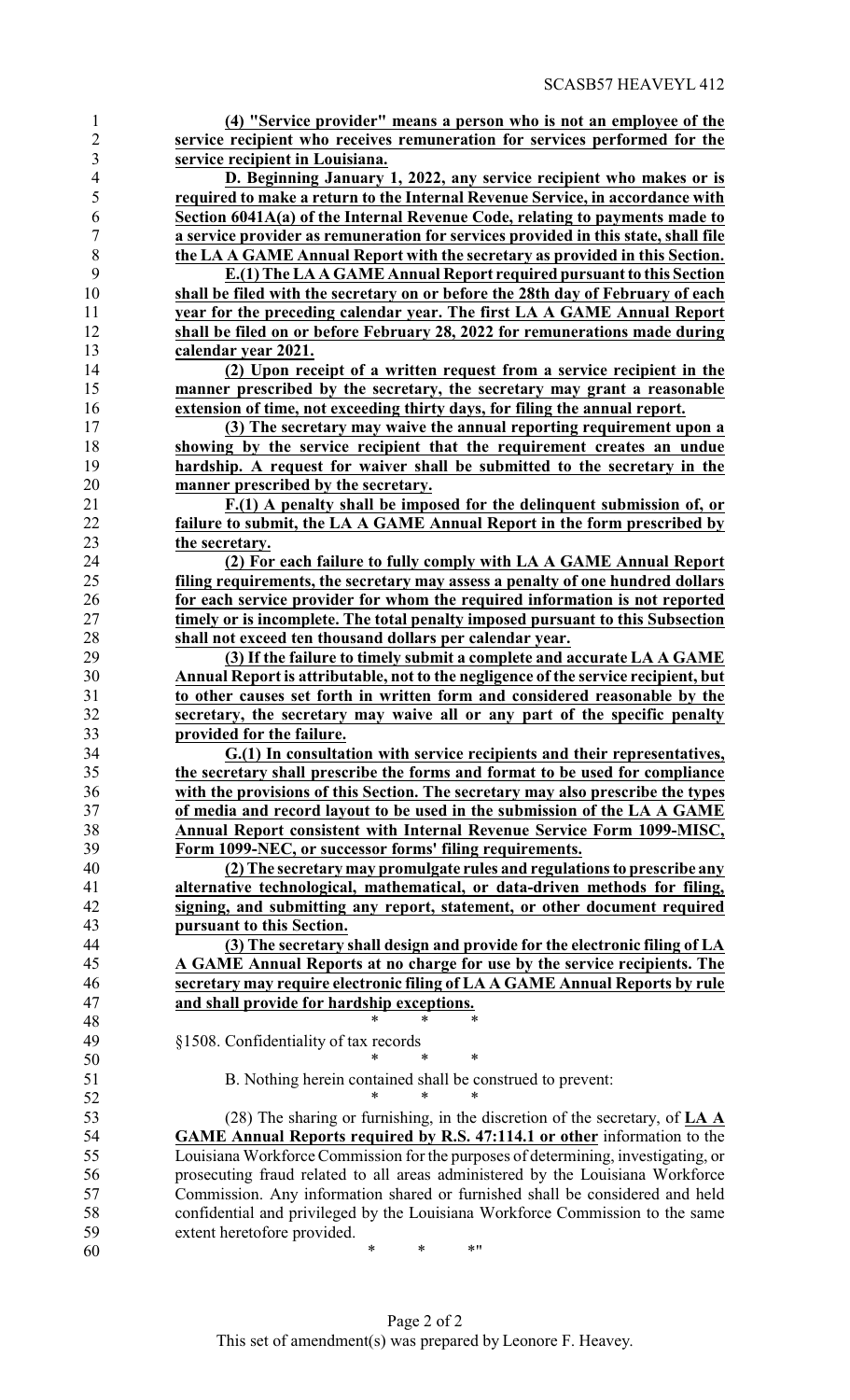**(4) "Service provider" means a person who is not an employee of the service recipient who receives remuneration for services performed for the service recipient in Louisiana.**

**D. Beginning January 1, 2022, any service recipient who makes or is required to make a return to the Internal Revenue Service, in accordance with Section 6041A(a) of the Internal Revenue Code, relating to payments made to a service provider as remuneration for services provided in this state, shall file the LA A GAME Annual Report with the secretary as provided in this Section.**

**E.(1) The LA A GAME Annual Report required pursuant to this Section shall be filed with the secretary on or before the 28th day of February of each year for the preceding calendar year. The first LA A GAME Annual Report shall be filed on or before February 28, 2022 for remunerations made during calendar year 2021.**

**(2) Upon receipt of a written request from a service recipient in the manner prescribed by the secretary, the secretary may grant a reasonable extension of time, not exceeding thirty days, for filing the annual report.**

**(3) The secretary may waive the annual reporting requirement upon a showing by the service recipient that the requirement creates an undue hardship. A request for waiver shall be submitted to the secretary in the manner prescribed by the secretary.**

**F.(1) A penalty shall be imposed for the delinquent submission of, or failure to submit, the LA A GAME Annual Report in the form prescribed by the secretary.**

**(2) For each failure to fully comply with LA A GAME Annual Report filing requirements, the secretary may assess a penalty of one hundred dollars for each service provider for whom the required information is not reported timely or is incomplete. The total penalty imposed pursuant to this Subsection shall not exceed ten thousand dollars per calendar year.**

**(3) If the failure to timely submit a complete and accurate LA A GAME Annual Report is attributable, not to the negligence of the service recipient, but to other causes set forth in written form and considered reasonable by the secretary, the secretary may waive all or any part of the specific penalty provided for the failure.**

**G.(1) In consultation with service recipients and their representatives, the secretary shall prescribe the forms and format to be used for compliance with the provisions of this Section. The secretary may also prescribe the types of media and record layout to be used in the submission of the LA A GAME Annual Report consistent with Internal Revenue Service Form 1099-MISC, Form 1099-NEC, or successor forms' filing requirements.**

**(2) The secretary may promulgate rules and regulations to prescribe any alternative technological, mathematical, or data-driven methods for filing, signing, and submitting any report, statement, or other document required pursuant to this Section.**

**(3) The secretary shall design and provide for the electronic filing of LA A GAME Annual Reports at no charge for use by the service recipients. The secretary may require electronic filing of LA A GAME Annual Reports by rule and shall provide for hardship exceptions.**

\* \* \*

§1508. Confidentiality of tax records

\* \* \*

B. Nothing herein contained shall be construed to prevent:

\* \* \*

(28) The sharing or furnishing, in the discretion of the secretary, of **LA A GAME Annual Reports required by R.S. 47:114.1 or other** information to the Louisiana Workforce Commission for the purposes of determining, investigating, or prosecuting fraud related to all areas administered by the Louisiana Workforce Commission. Any information shared or furnished shall be considered and held confidential and privileged by the Louisiana Workforce Commission to the same extent heretofore provided.

\* \* \*"

This set of amendment(s) was prepared by Leonore F. Heavey.